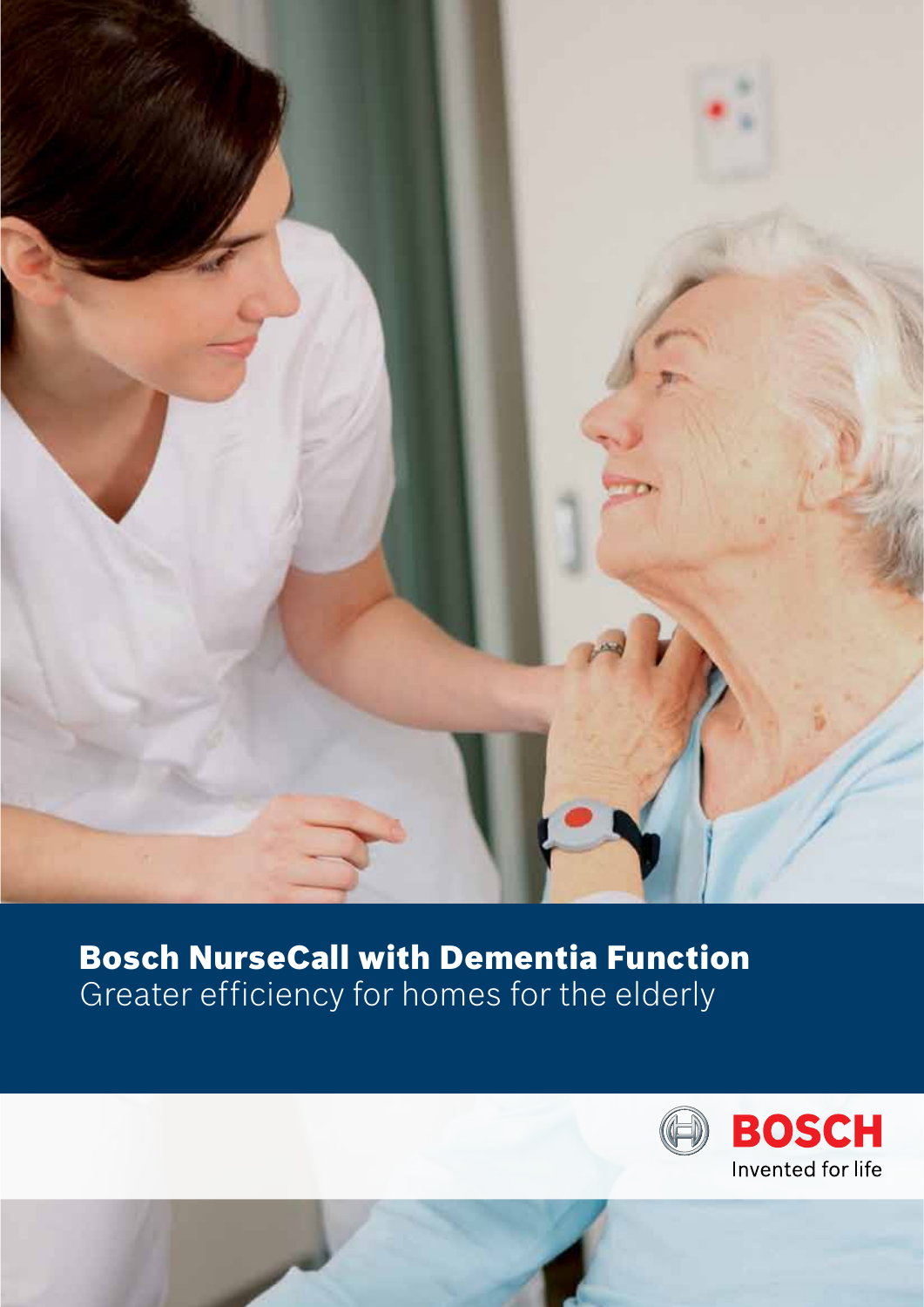# Bosch NurseCall with Dementia Function

Greater efficiency for homes for the elderly

BOSCH

Invented for life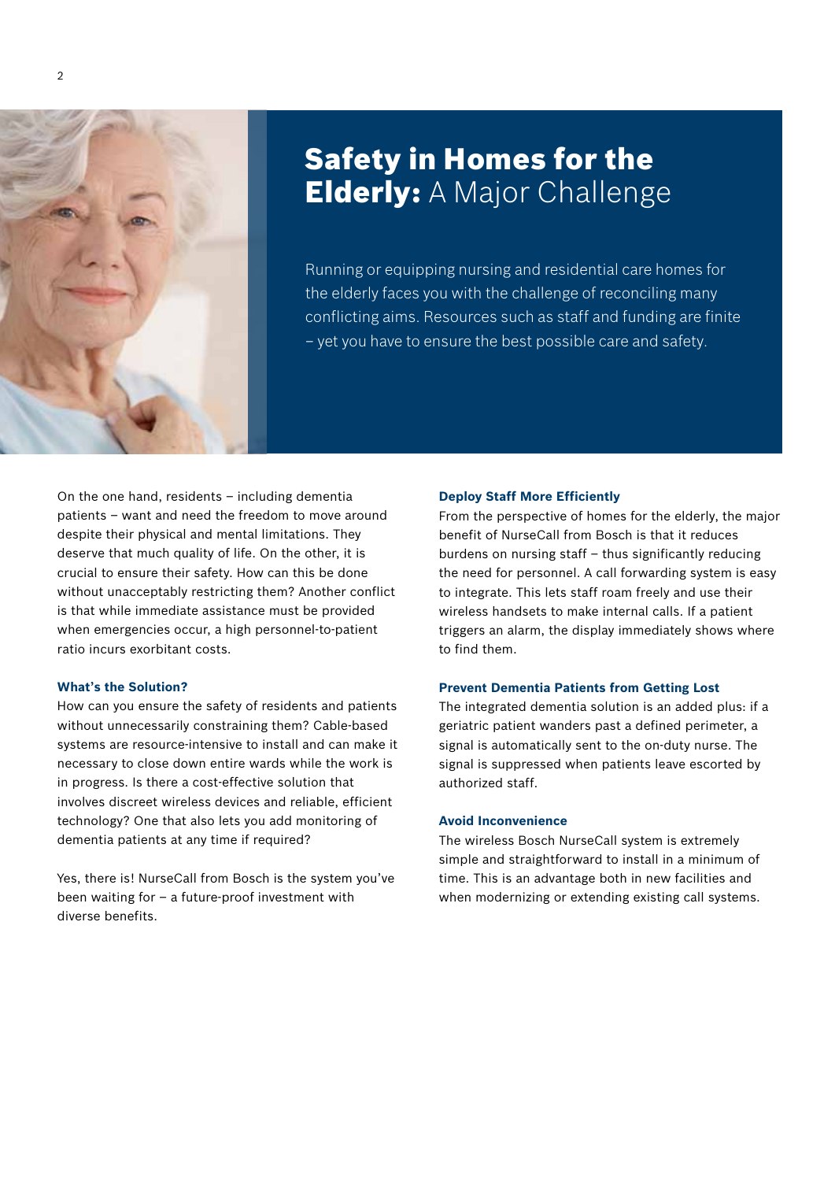# **Safety in Homes for the Elderly:** A Major Challenge

Running or equipping nursing and residential care homes for the elderly faces you with the challenge of reconciling many conflicting aims. Resources such as staff and funding are finite – yet you have to ensure the best possible care and safety.

On the one hand, residents – including dementia patients – want and need the freedom to move around despite their physical and mental limitations. They deserve that much quality of life. On the other, it is crucial to ensure their safety. How can this be done without unacceptably restricting them? Another conflict is that while immediate assistance must be provided when emergencies occur, a high personnel-to-patient ratio incurs exorbitant costs.

### What's the Solution?

How can you ensure the safety of residents and patients without unnecessarily constraining them? Cable-based systems are resource-intensive to install and can make it necessary to close down entire wards while the work is in progress. Is there a cost-effective solution that involves discreet wireless devices and reliable, efficient technology? One that also lets you add monitoring of dementia patients at any time if required?

Yes, there is! NurseCall from Bosch is the system you've been waiting for – a future-proof investment with diverse benefits.

### Deploy Staff More Efficiently

From the perspective of homes for the elderly, the major benefit of NurseCall from Bosch is that it reduces burdens on nursing staff – thus significantly reducing the need for personnel. A call forwarding system is easy to integrate. This lets staff roam freely and use their wireless handsets to make internal calls. If a patient triggers an alarm, the display immediately shows where to find them.

### Prevent Dementia Patients from Getting Lost

The integrated dementia solution is an added plus: if a geriatric patient wanders past a defined perimeter, a signal is automatically sent to the on-duty nurse. The signal is suppressed when patients leave escorted by authorized staff.

### Avoid Inconvenience

The wireless Bosch NurseCall system is extremely simple and straightforward to install in a minimum of time. This is an advantage both in new facilities and when modernizing or extending existing call systems.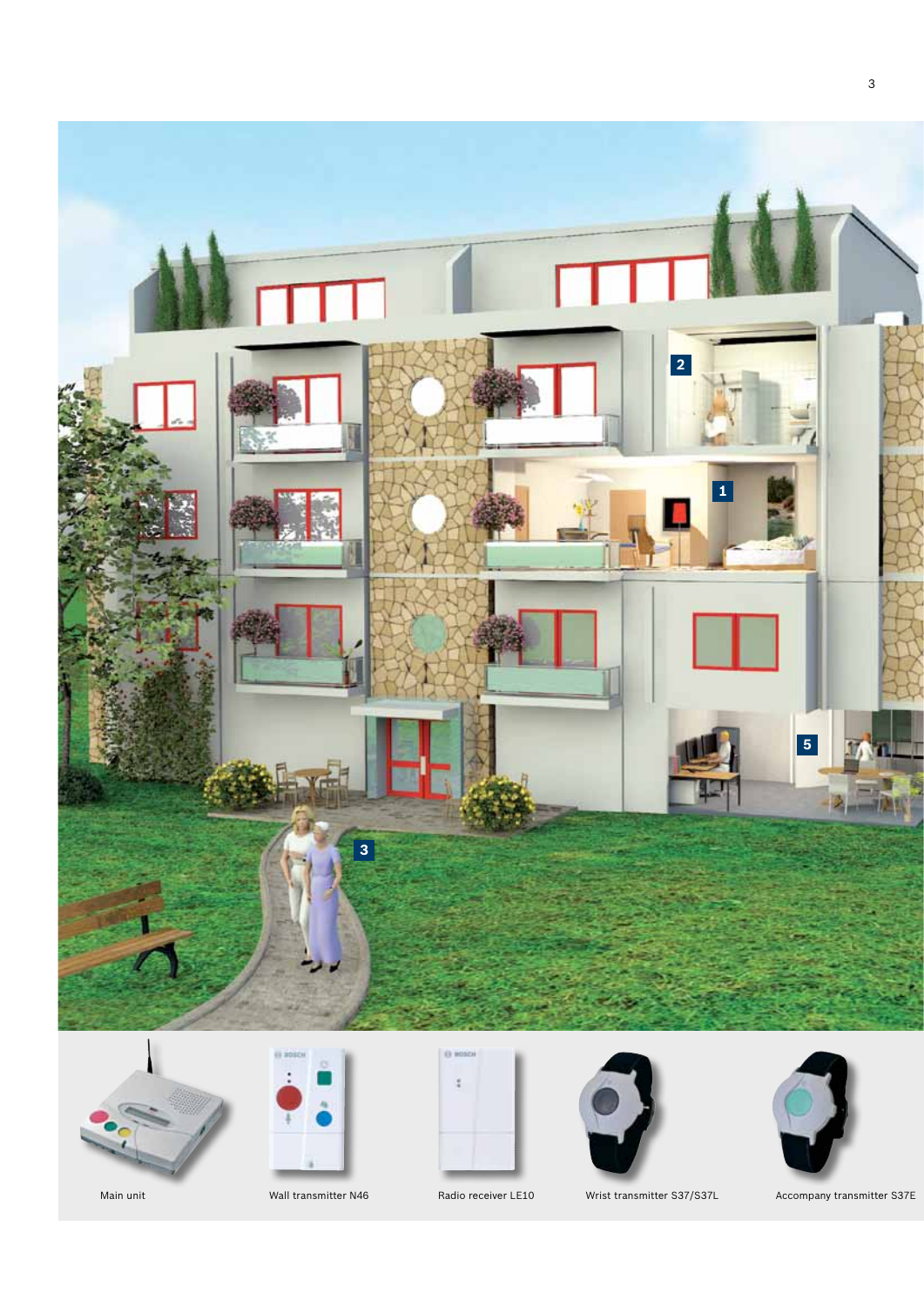Main unit

Wall transmitter N46

Radio receiver LE10

Wrist transmitter S37/S37L

Accompany transmitter S37E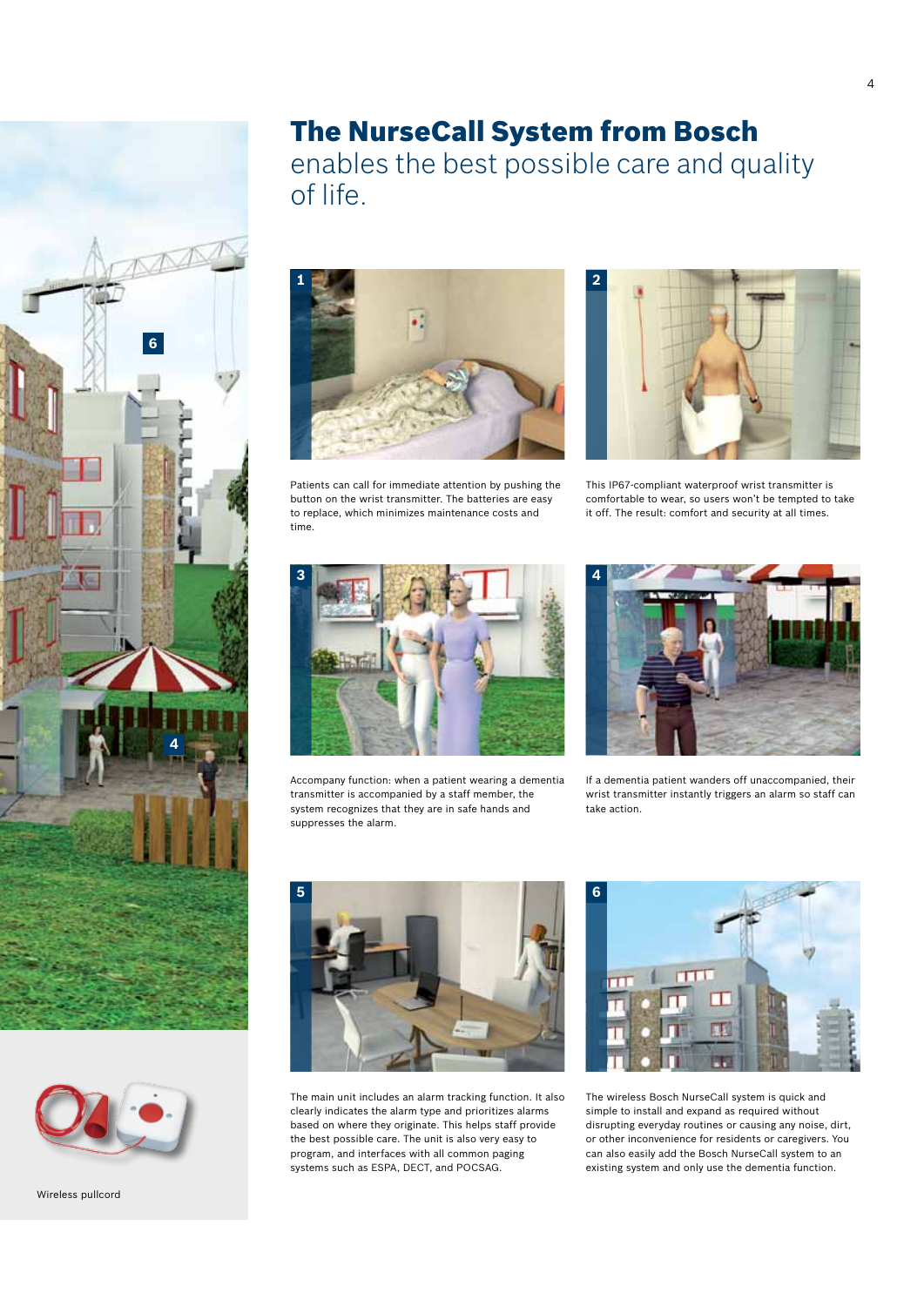# The NurseCall System from Bosch

enables the best possible care and quality of life.

1

Patients can call for immediate attention by pushing the button on the wrist transmitter. The batteries are easy to replace, which minimizes maintenance costs and time.

2

This IP67-compliant waterproof wrist transmitter is comfortable to wear, so users won't be tempted to take it off. The result: comfort and security at all times.

3

Accompany function: when a patient wearing a dementia transmitter is accompanied by a staff member, the system recognizes that they are in safe hands and suppresses the alarm.

4

If a dementia patient wanders off unaccompanied, their wrist transmitter instantly triggers an alarm so staff can take action.

5

The main unit includes an alarm tracking function. It also clearly indicates the alarm type and prioritizes alarms based on where they originate. This helps staff provide the best possible care. The unit is also very easy to program, and interfaces with all common paging systems such as ESPA, DECT, and POCSAG.

6

The wireless Bosch NurseCall system is quick and simple to install and expand as required without disrupting everyday routines or causing any noise, dirt, or other inconvenience for residents or caregivers. You can also easily add the Bosch NurseCall system to an existing system and only use the dementia function.

Wireless pullcord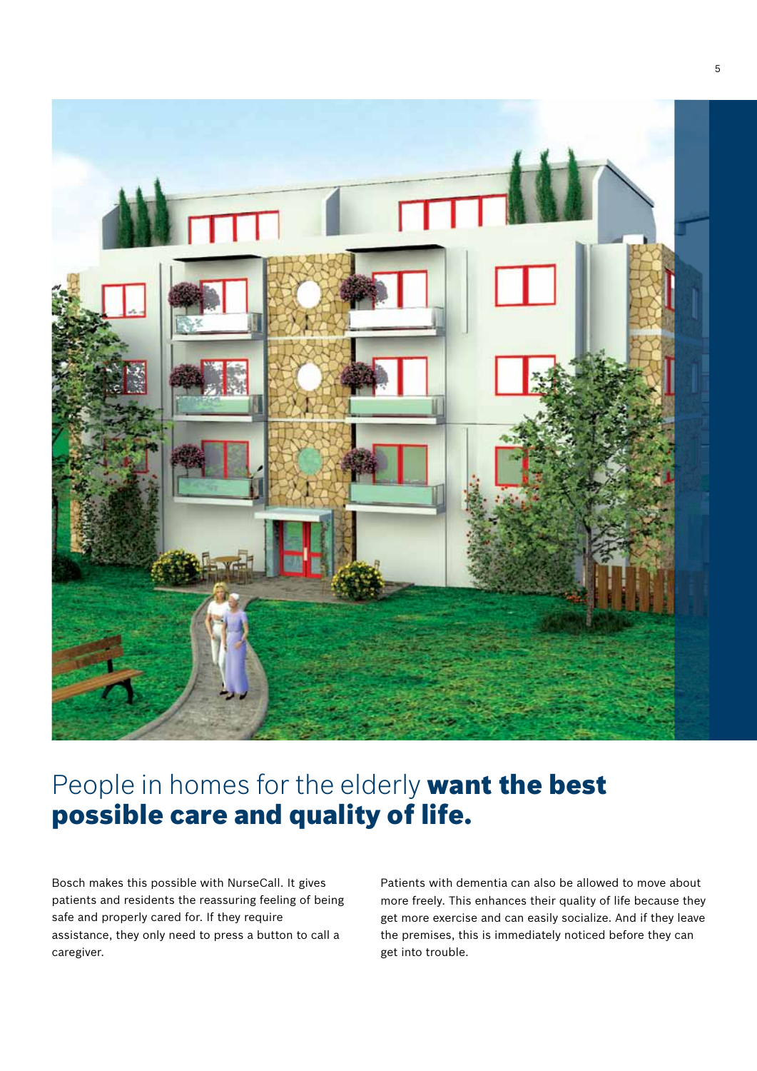# People in homes for the elderly **want the best possible care and quality of life.**

Bosch makes this possible with NurseCall. It gives patients and residents the reassuring feeling of being safe and properly cared for. If they require assistance, they only need to press a button to call a caregiver.

Patients with dementia can also be allowed to move about more freely. This enhances their quality of life because they get more exercise and can easily socialize. And if they leave the premises, this is immediately noticed before they can get into trouble.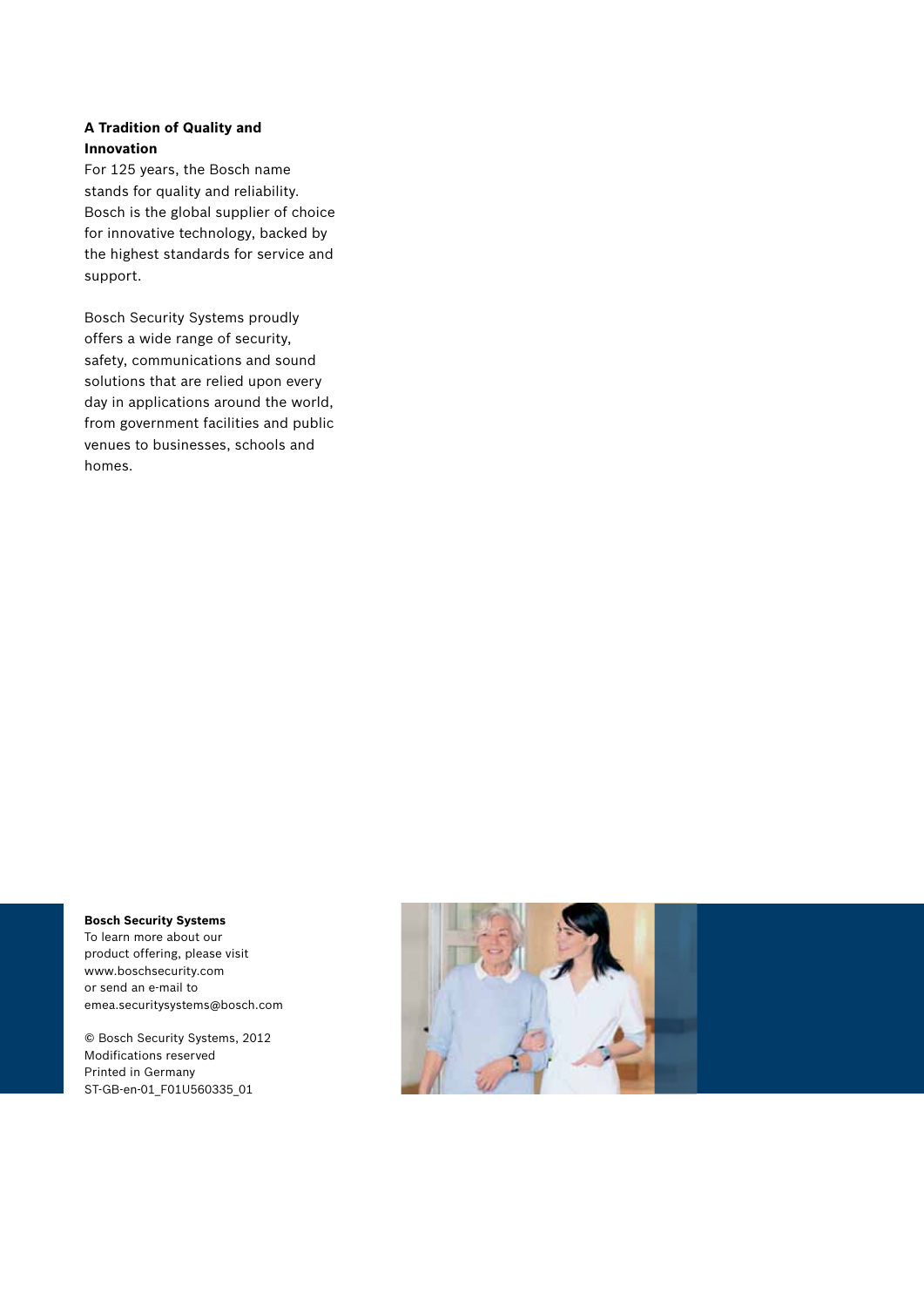## A Tradition of Quality and Innovation

For 125 years, the Bosch name stands for quality and reliability. Bosch is the global supplier of choice for innovative technology, backed by the highest standards for service and support.

Bosch Security Systems proudly offers a wide range of security, safety, communications and sound solutions that are relied upon every day in applications around the world, from government facilities and public venues to businesses, schools and homes.

**Bosch Security Systems**
To learn more about our product offering, please visit www.boschsecurity.com or send an e-mail to emea.securitysystems@bosch.com

© Bosch Security Systems, 2012
Modifications reserved
Printed in Germany
ST-GB-en-01_F01U560335_01